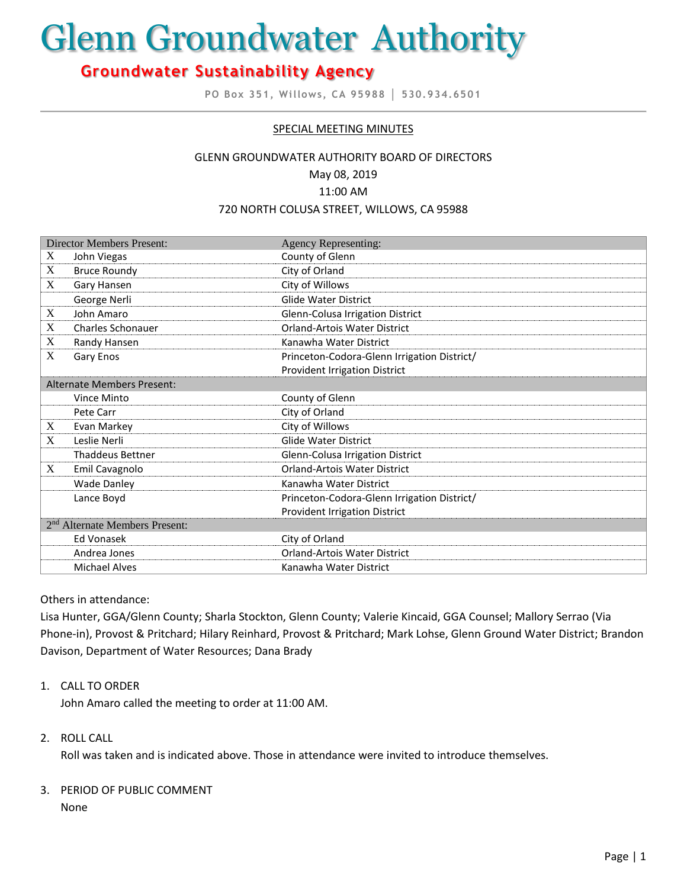# Glenn Groundwater Authority

## Groundwater Sustainability Agency

PO Box 351, Willows, CA 95988 | 530.934.6501

SPECIAL MEETING MINUTES

GLENN GROUNDWATER AUTHORITY BOARD OF DIRECTORS
May 08, 2019
11:00 AM
720 NORTH COLUSA STREET, WILLOWS, CA 95988

| | Director Members Present: | Agency Representing: |
|---|---|---|
| X | John Viegas | County of Glenn |
| X | Bruce Roundy | City of Orland |
| X | Gary Hansen | City of Willows |
| | George Nerli | Glide Water District |
| X | John Amaro | Glenn-Colusa Irrigation District |
| X | Charles Schonauer | Orland-Artois Water District |
| X | Randy Hansen | Kanawha Water District |
| X | Gary Enos | Princeton-Codora-Glenn Irrigation District/ Provident Irrigation District |
| | **Alternate Members Present:** | |
| | Vince Minto | County of Glenn |
| | Pete Carr | City of Orland |
| X | Evan Markey | City of Willows |
| X | Leslie Nerli | Glide Water District |
| | Thaddeus Bettner | Glenn-Colusa Irrigation District |
| X | Emil Cavagnolo | Orland-Artois Water District |
| | Wade Danley | Kanawha Water District |
| | Lance Boyd | Princeton-Codora-Glenn Irrigation District/ Provident Irrigation District |
| | **2nd Alternate Members Present:** | |
| | Ed Vonasek | City of Orland |
| | Andrea Jones | Orland-Artois Water District |
| | Michael Alves | Kanawha Water District |

Others in attendance:
Lisa Hunter, GGA/Glenn County; Sharla Stockton, Glenn County; Valerie Kincaid, GGA Counsel; Mallory Serrao (Via Phone-in), Provost & Pritchard; Hilary Reinhard, Provost & Pritchard; Mark Lohse, Glenn Ground Water District; Brandon Davison, Department of Water Resources; Dana Brady

1. CALL TO ORDER
   John Amaro called the meeting to order at 11:00 AM.

2. ROLL CALL
   Roll was taken and is indicated above. Those in attendance were invited to introduce themselves.

3. PERIOD OF PUBLIC COMMENT
   None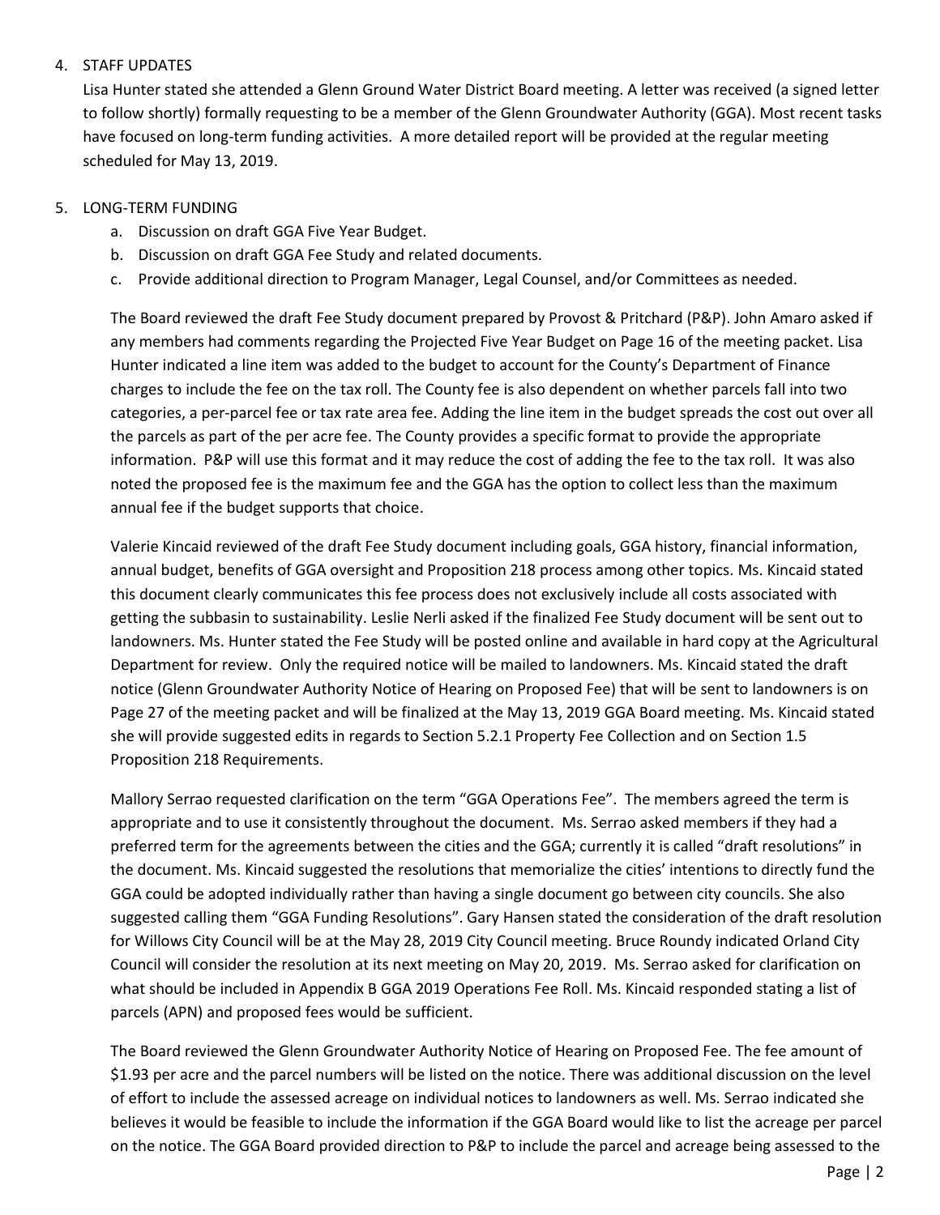4. STAFF UPDATES

   Lisa Hunter stated she attended a Glenn Ground Water District Board meeting. A letter was received (a signed letter to follow shortly) formally requesting to be a member of the Glenn Groundwater Authority (GGA). Most recent tasks have focused on long-term funding activities. A more detailed report will be provided at the regular meeting scheduled for May 13, 2019.

5. LONG-TERM FUNDING

   a. Discussion on draft GGA Five Year Budget.
   b. Discussion on draft GGA Fee Study and related documents.
   c. Provide additional direction to Program Manager, Legal Counsel, and/or Committees as needed.

   The Board reviewed the draft Fee Study document prepared by Provost & Pritchard (P&P). John Amaro asked if any members had comments regarding the Projected Five Year Budget on Page 16 of the meeting packet. Lisa Hunter indicated a line item was added to the budget to account for the County's Department of Finance charges to include the fee on the tax roll. The County fee is also dependent on whether parcels fall into two categories, a per-parcel fee or tax rate area fee. Adding the line item in the budget spreads the cost out over all the parcels as part of the per acre fee. The County provides a specific format to provide the appropriate information. P&P will use this format and it may reduce the cost of adding the fee to the tax roll. It was also noted the proposed fee is the maximum fee and the GGA has the option to collect less than the maximum annual fee if the budget supports that choice.

   Valerie Kincaid reviewed of the draft Fee Study document including goals, GGA history, financial information, annual budget, benefits of GGA oversight and Proposition 218 process among other topics. Ms. Kincaid stated this document clearly communicates this fee process does not exclusively include all costs associated with getting the subbasin to sustainability. Leslie Nerli asked if the finalized Fee Study document will be sent out to landowners. Ms. Hunter stated the Fee Study will be posted online and available in hard copy at the Agricultural Department for review. Only the required notice will be mailed to landowners. Ms. Kincaid stated the draft notice (Glenn Groundwater Authority Notice of Hearing on Proposed Fee) that will be sent to landowners is on Page 27 of the meeting packet and will be finalized at the May 13, 2019 GGA Board meeting. Ms. Kincaid stated she will provide suggested edits in regards to Section 5.2.1 Property Fee Collection and on Section 1.5 Proposition 218 Requirements.

   Mallory Serrao requested clarification on the term "GGA Operations Fee". The members agreed the term is appropriate and to use it consistently throughout the document. Ms. Serrao asked members if they had a preferred term for the agreements between the cities and the GGA; currently it is called "draft resolutions" in the document. Ms. Kincaid suggested the resolutions that memorialize the cities' intentions to directly fund the GGA could be adopted individually rather than having a single document go between city councils. She also suggested calling them "GGA Funding Resolutions". Gary Hansen stated the consideration of the draft resolution for Willows City Council will be at the May 28, 2019 City Council meeting. Bruce Roundy indicated Orland City Council will consider the resolution at its next meeting on May 20, 2019. Ms. Serrao asked for clarification on what should be included in Appendix B GGA 2019 Operations Fee Roll. Ms. Kincaid responded stating a list of parcels (APN) and proposed fees would be sufficient.

   The Board reviewed the Glenn Groundwater Authority Notice of Hearing on Proposed Fee. The fee amount of $1.93 per acre and the parcel numbers will be listed on the notice. There was additional discussion on the level of effort to include the assessed acreage on individual notices to landowners as well. Ms. Serrao indicated she believes it would be feasible to include the information if the GGA Board would like to list the acreage per parcel on the notice. The GGA Board provided direction to P&P to include the parcel and acreage being assessed to the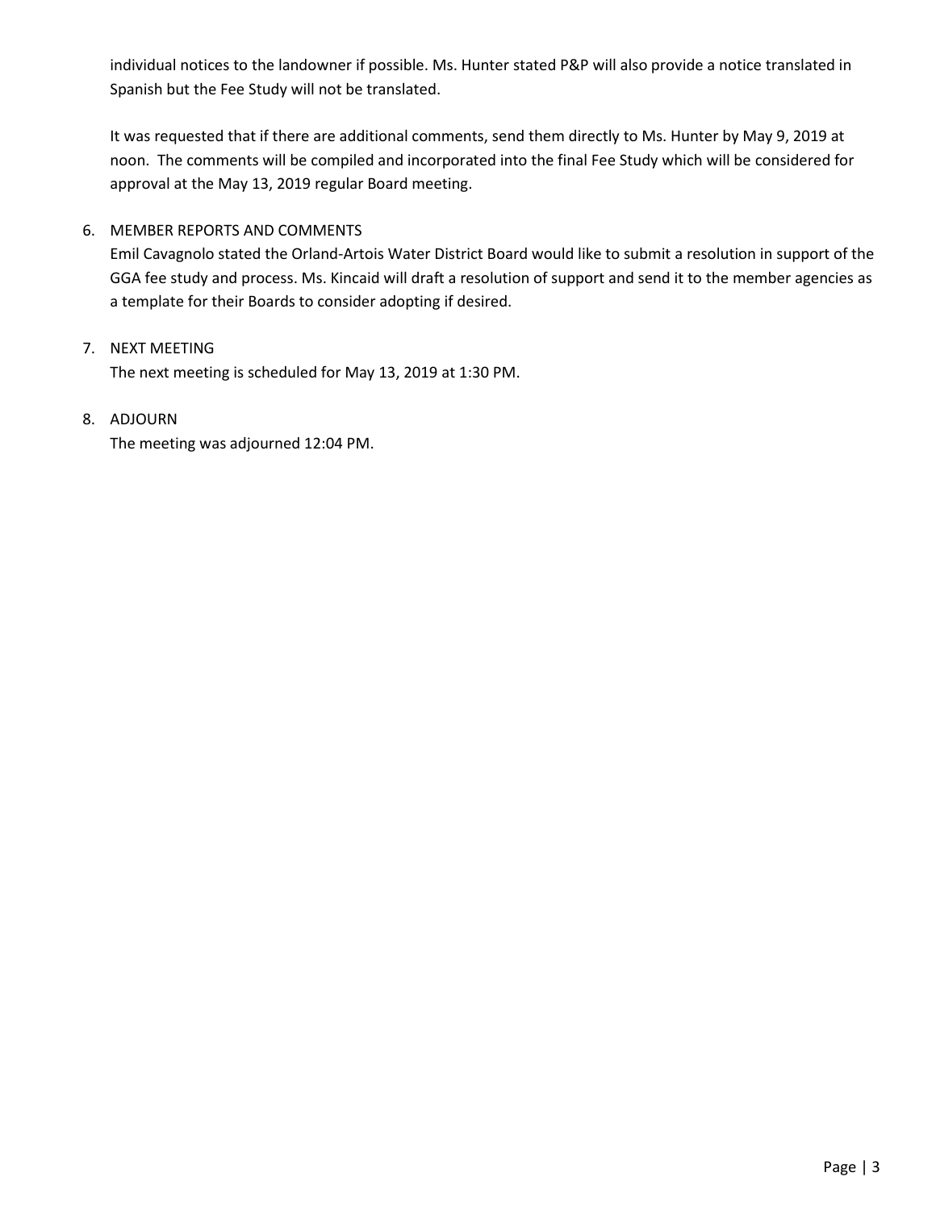individual notices to the landowner if possible. Ms. Hunter stated P&P will also provide a notice translated in Spanish but the Fee Study will not be translated.

It was requested that if there are additional comments, send them directly to Ms. Hunter by May 9, 2019 at noon. The comments will be compiled and incorporated into the final Fee Study which will be considered for approval at the May 13, 2019 regular Board meeting.

6. MEMBER REPORTS AND COMMENTS

   Emil Cavagnolo stated the Orland-Artois Water District Board would like to submit a resolution in support of the GGA fee study and process. Ms. Kincaid will draft a resolution of support and send it to the member agencies as a template for their Boards to consider adopting if desired.

7. NEXT MEETING

   The next meeting is scheduled for May 13, 2019 at 1:30 PM.

8. ADJOURN

   The meeting was adjourned 12:04 PM.